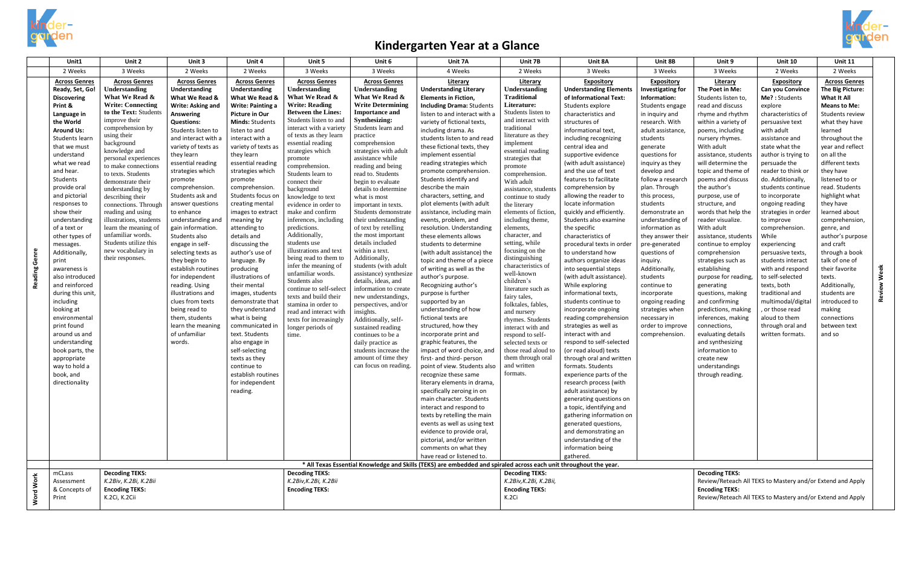# Kindergarten Year at a Glance

| | Unit1 | Unit 2 | Unit 3 | Unit 4 | Unit 5 | Unit 6 | Unit 7A | Unit 7B | Unit 8A | Unit 8B | Unit 9 | Unit 10 | Unit 11 | |
|---|---|---|---|---|---|---|---|---|---|---|---|---|---|---|
| | 2 Weeks | 3 Weeks | 2 Weeks | 2 Weeks | 3 Weeks | 3 Weeks | 4 Weeks | 2 Weeks | 3 Weeks | 3 Weeks | 3 Weeks | 2 Weeks | 2 Weeks | |
| **Reading Genre** | **Across Genres** **Ready, Set, Go! Discovering Print & Language in the World Around Us:** Students learn that we must understand what we read and hear. Students provide oral and pictorial responses to show their understanding of a text or other types of messages. Additionally, print awareness is also introduced and reinforced during this unit, including looking at environmental print found around us and understanding book parts, the appropriate way to hold a book, and directionality | **Across Genres** **Understanding What We Read & Write: Connecting to the Text:** Students improve their comprehension by using their background knowledge and personal experiences to make connections to texts. Students demonstrate their understanding by describing their connections. Through reading and using illustrations, students learn the meaning of unfamiliar words. Students utilize this new vocabulary in their responses. | **Across Genres** **Understanding What We Read & Write: Asking and Answering Questions:** Students listen to and interact with a variety of texts as they learn essential reading strategies which promote comprehension. Students ask and answer questions to enhance understanding and gain information. Students also engage in self-selecting texts as they begin to establish routines for independent reading. Using illustrations and clues from texts being read to them, students learn the meaning of unfamiliar words. | **Across Genres** **Understanding What We Read & Write: Painting a Picture in Our Minds:** Students listen to and interact with a variety of texts as they learn essential reading strategies which promote comprehension. Students focus on creating mental images to extract meaning by attending to details and discussing the author's use of language. By producing illustrations of their mental images, students demonstrate that they understand what is being communicated in text. Students also engage in self-selecting texts as they continue to establish routines for independent reading. | **Across Genres** **Understanding What We Read & Write: Reading Between the Lines:** Students listen to and interact with a variety of texts as they learn essential reading strategies which promote comprehension. Students learn to connect their background knowledge to text evidence in order to make and confirm inferences, including predictions. Additionally, students use illustrations and text being read to them to infer the meaning of unfamiliar words. Students also continue to self-select texts and build their stamina in order to read and interact with texts for increasingly longer periods of time. | **Across Genres** **Understanding What We Read & Write Determining Importance and Synthesizing:** Students learn and practice comprehension strategies with adult assistance while reading and being read to. Students begin to evaluate details to determine what is most important in texts. Students demonstrate their understanding of text by retelling the most important details included within a text. Additionally, students (with adult assistance) synthesize details, ideas, and information to create new understandings, perspectives, and/or insights. Additionally, self-sustained reading continues to be a daily practice as students increase the amount of time they can focus on reading. | **Literary** **Understanding Literary Elements in Fiction, Including Drama:** Students listen to and interact with a variety of fictional texts, including drama. As students listen to and read these fictional texts, they implement essential reading strategies which promote comprehension. Students identify and describe the main characters, setting, and plot elements (with adult assistance, including main events, problem, and resolution. Understanding these elements allows students to determine (with adult assistance) the topic and theme of a piece of writing as well as the author's purpose. Recognizing author's purpose is further supported by an understanding of how fictional texts are structured, how they incorporate print and graphic features, the impact of word choice, and first- and third- person point of view. Students also recognize these same literary elements in drama, specifically zeroing in on main character. Students interact and respond to texts by retelling the main events as well as using text evidence to provide oral, pictorial, and/or written comments on what they have read or listened to. | **Literary** **Understanding Traditional Literature:** Students listen to and interact with traditional literature as they implement essential reading strategies that promote comprehension. With adult assistance, students continue to study the literary elements of fiction, including theme, elements, character, and setting, while focusing on the distinguishing characteristics of well-known children's literature such as fairy tales, folktales, fables, and nursery rhymes. Students interact with and respond to self-selected texts or those read aloud to them through oral and written formats. | **Expository** **Understanding Elements of Informational Text:** Students explore characteristics and structures of informational text, including recognizing central idea and supportive evidence (with adult assistance) and the use of text features to facilitate comprehension by allowing the reader to locate information quickly and efficiently. Students also examine the specific characteristics of procedural texts in order to understand how authors organize ideas into sequential steps (with adult assistance). While exploring informational texts, students continue to incorporate ongoing reading comprehension strategies as well as interact with and respond to self-selected (or read aloud) texts through oral and written formats. Students experience parts of the research process (with adult assistance) by generating questions on a topic, identifying and gathering information on generated questions, and demonstrating an understanding of the information being gathered. | **Expository** **Investigating for Information:** Students engage in inquiry and research. With adult assistance, students generate questions for inquiry as they develop and follow a research plan. Through this process, students demonstrate an understanding of information as they answer their pre-generated questions of inquiry. Additionally, students continue to incorporate ongoing reading strategies when necessary in order to improve comprehension. | **Literary** **The Poet in Me:** Students listen to, read and discuss rhyme and rhythm within a variety of poems, including nursery rhymes. With adult assistance, students will determine the topic and theme of poems and discuss the author's purpose, use of structure, and words that help the reader visualize. With adult assistance, students continue to employ comprehension strategies such as establishing purpose for reading, generating questions, making and confirming predictions, making inferences, making connections, evaluating details and synthesizing information to create new understandings through reading. | **Expository** **Can you Convince Me? :** Students explore characteristics of persuasive text with adult assistance and state what the author is trying to persuade the reader to think or do. Additionally, students continue to incorporate ongoing reading strategies in order to improve comprehension. While experiencing persuasive texts, students interact with and respond to self-selected texts, both traditional and multimodal/digital, or those read aloud to them through oral and written formats. | **Across Genres** **The Big Picture: What It All Means to Me:** Students review what they have learned throughout the year and reflect on all the different texts they have listened to or read. Students highlight what they have learned about comprehension, genre, and author's purpose and craft through a book talk of one of their favorite texts. Additionally, students are introduced to making connections between text and so | **Review Week** |
| | \* All Texas Essential Knowledge and Skills (TEKS) are embedded and spiraled across each unit throughout the year. | | | | | | | | | | | | | |
| **Word Work** | mClass Assessment & Concepts of Print | **Decoding TEKS:** *K.2Biv, K.2Bi, K.2Bii* **Encoding TEKS:** K.2Ci, K.2Cii | | | **Decoding TEKS:** *K.2Biv,K.2Bi, K.2Bii* **Encoding TEKS:** | | | **Decoding TEKS:** *K.2Biv,K.2Bi, K.2Bii,* **Encoding TEKS:** K.2Ci | | | **Decoding TEKS:** Review/Reteach All TEKS to Mastery and/or Extend and Apply **Encoding TEKS:** Review/Reteach All TEKS to Mastery and/or Extend and Apply | | | |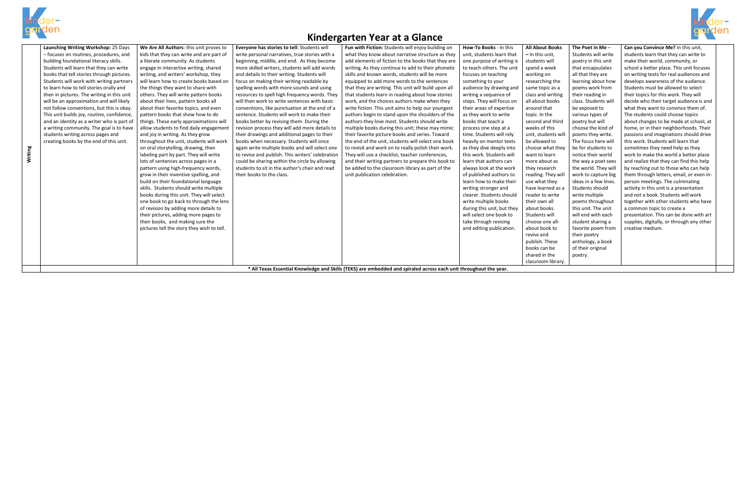# Kindergarten Year at a Glance

| | | | | | | | | | |
|---|---|---|---|---|---|---|---|---|---|
| Writing | **Launching Writing Workshop:** 25 Days – focuses on routines, procedures, and building foundational literacy skills. Students will learn that they can write books that tell stories through pictures. Students will work with writing partners to learn how to tell stories orally and then in pictures. The writing in this unit will be an approximation and will likely not follow conventions, but this is okay. This unit builds joy, routine, confidence, and an identity as a writer who is part of a writing community. The goal is to have students writing across pages and creating books by the end of this unit. | **We Are All Authors**: this unit proves to kids that they can write and are part of a literate community. As students engage in interactive writing, shared writing, and writers' workshop, they will learn how to create books based on the things they want to share with others. They will write pattern books about their lives, pattern books all about their favorite topics, and even pattern books that show how to do things. These early approximations will allow students to find daily engagement and joy in writing. As they grow throughout the unit, students will work on oral storytelling, drawing, then labeling part by part. They will write lots of sentences across pages in a pattern using high-frequency words, grow in their inventive spelling, and build on their foundational language skills. Students should write multiple books during this unit. They will select one book to go back to through the lens of revision by adding more details to their pictures, adding more pages to their books, and making sure the pictures tell the story they wish to tell. | **Everyone has stories to tell:** Students will write personal narratives, true stories with a beginning, middle, and end. As they become more skilled writers, students will add words and details to their writing. Students will focus on making their writing readable by spelling words with more sounds and using resources to spell high frequency words. They will then work to write sentences with basic conventions, like punctuation at the end of a sentence. Students will work to make their books better by revising them. During the revision process they will add more details to their drawings and additional pages to their books when necessary. Students will once again write multiple books and will select one to revise and publish. This writers' celebration could be sharing within the circle by allowing students to sit in the author's chair and read their books to the class. | **Fun with Fiction:** Students will enjoy building on what they know about narrative structure as they add elements of fiction to the books that they are writing. As they continue to add to their phonetic skills and known words, students will be more equipped to add more words to the sentences that they are writing. This unit will build upon all that students learn in reading about how stories work, and the choices authors make when they write fiction. This unit aims to help our youngest authors begin to stand upon the shoulders of the authors they love most. Students should write multiple books during this unit; these may mimic their favorite picture books and series. Toward the end of the unit, students will select one book to revisit and work on to really polish their work. They will use a checklist, teacher conferences, and their writing partners to prepare this book to be added to the classroom library as part of the unit publication celebration. | **How-To Books** - In this unit, students learn that one purpose of writing is to teach others. The unit focuses on teaching something to your audience by drawing and writing a sequence of steps. They will focus on their areas of expertise as they work to write books that teach a process one step at a time. Students will rely heavily on mentor texts as they dive deeply into this work. Students will learn that authors can always look at the work of published authors to learn how to make their writing stronger and clearer. Students should write multiple books during this unit, but they will select one book to take through revising and editing publication. | **All About Books** – In this unit, students will spend a week working on researching the same topic as a class and writing all about books around that topic. In the second and third weeks of this unit, students will be allowed to choose what they want to learn more about as they research reading. They will use what they have learned as a reader to write their own all about books. Students will choose one all-about book to revise and publish. These books can be shared in the classroom library. | **The Poet in Me** – Students will write poetry in this unit that encapsulates all that they are learning about how poems work from their reading in class. Students will be exposed to various types of poetry but will choose the kind of poems they write. The focus here will be for students to notice their world the way a poet sees the world. They will work to capture big ideas in a few lines. Students should write multiple poems throughout this unit. The unit will end with each student sharing a favorite poem from their poetry anthology, a book of their original poetry. | **Can you Convince Me?** In this unit, students learn that they can write to make their world, community, or school a better place. This unit focuses on writing texts for real audiences and develops awareness of the audience. Students must be allowed to select their topics for this work. They will decide who their target audience is and what they want to convince them of. The students could choose topics about changes to be made at school, at home, or in their neighborhoods. Their passions and imaginations should drive this work. Students will learn that sometimes they need help as they work to make the world a better place and realize that they can find this help by reaching out to those who can help them through letters, email, or even in-person meetings. The culminating activity in this unit is a presentation and not a book. Students will work together with other students who have a common topic to create a presentation. This can be done with art supplies, digitally, or through any other creative medium. | |
| | **\* All Texas Essential Knowledge and Skills (TEKS) are embedded and spiraled across each unit throughout the year.** | | | | | | | | |